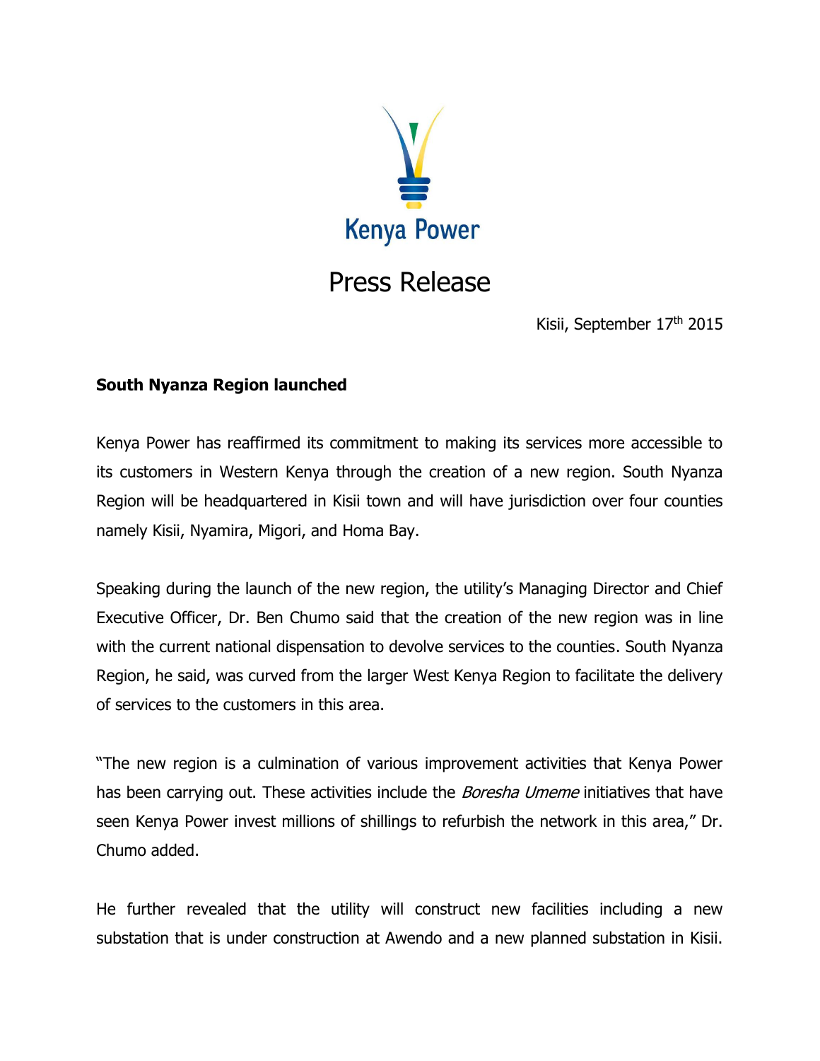Kenya Power

# Press Release

Kisii, September 17th 2015

**South Nyanza Region launched**

Kenya Power has reaffirmed its commitment to making its services more accessible to its customers in Western Kenya through the creation of a new region. South Nyanza Region will be headquartered in Kisii town and will have jurisdiction over four counties namely Kisii, Nyamira, Migori, and Homa Bay.

Speaking during the launch of the new region, the utility's Managing Director and Chief Executive Officer, Dr. Ben Chumo said that the creation of the new region was in line with the current national dispensation to devolve services to the counties. South Nyanza Region, he said, was curved from the larger West Kenya Region to facilitate the delivery of services to the customers in this area.

"The new region is a culmination of various improvement activities that Kenya Power has been carrying out. These activities include the *Boresha Umeme* initiatives that have seen Kenya Power invest millions of shillings to refurbish the network in this area," Dr. Chumo added.

He further revealed that the utility will construct new facilities including a new substation that is under construction at Awendo and a new planned substation in Kisii.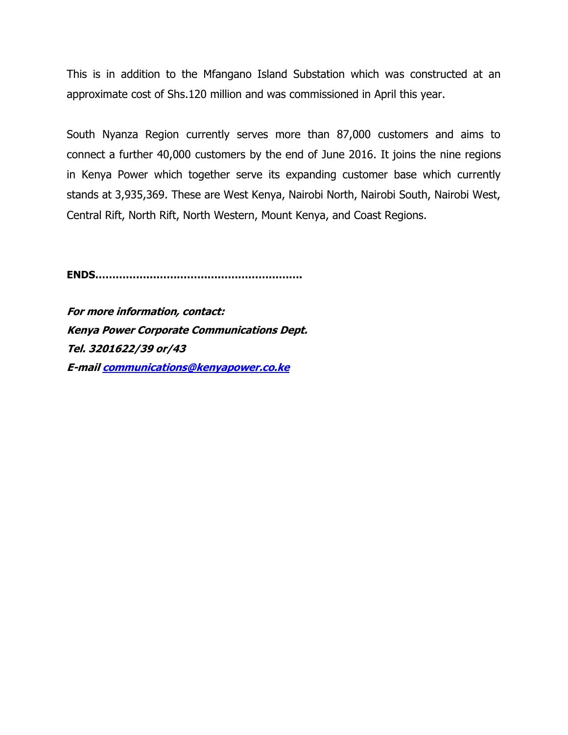This is in addition to the Mfangano Island Substation which was constructed at an approximate cost of Shs.120 million and was commissioned in April this year.

South Nyanza Region currently serves more than 87,000 customers and aims to connect a further 40,000 customers by the end of June 2016. It joins the nine regions in Kenya Power which together serve its expanding customer base which currently stands at 3,935,369. These are West Kenya, Nairobi North, Nairobi South, Nairobi West, Central Rift, North Rift, North Western, Mount Kenya, and Coast Regions.

**ENDS………………………………………………….**

***For more information, contact:***
***Kenya Power Corporate Communications Dept.***
***Tel. 3201622/39 or/43***
***E-mail [communications@kenyapower.co.ke](mailto:communications@kenyapower.co.ke)***